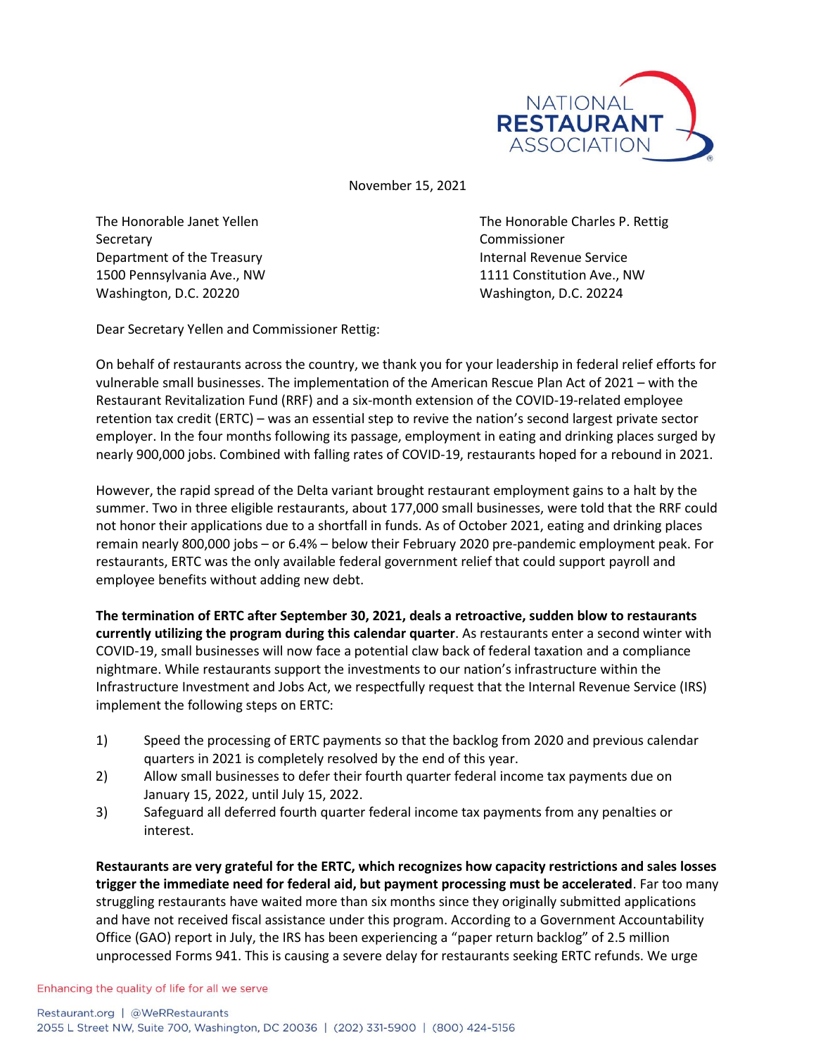NATIONAL RESTAURANT ASSOCIATION

November 15, 2021

The Honorable Janet Yellen
Secretary
Department of the Treasury
1500 Pennsylvania Ave., NW
Washington, D.C. 20220

The Honorable Charles P. Rettig
Commissioner
Internal Revenue Service
1111 Constitution Ave., NW
Washington, D.C. 20224

Dear Secretary Yellen and Commissioner Rettig:

On behalf of restaurants across the country, we thank you for your leadership in federal relief efforts for vulnerable small businesses. The implementation of the American Rescue Plan Act of 2021 – with the Restaurant Revitalization Fund (RRF) and a six-month extension of the COVID-19-related employee retention tax credit (ERTC) – was an essential step to revive the nation's second largest private sector employer. In the four months following its passage, employment in eating and drinking places surged by nearly 900,000 jobs. Combined with falling rates of COVID-19, restaurants hoped for a rebound in 2021.

However, the rapid spread of the Delta variant brought restaurant employment gains to a halt by the summer. Two in three eligible restaurants, about 177,000 small businesses, were told that the RRF could not honor their applications due to a shortfall in funds. As of October 2021, eating and drinking places remain nearly 800,000 jobs – or 6.4% – below their February 2020 pre-pandemic employment peak. For restaurants, ERTC was the only available federal government relief that could support payroll and employee benefits without adding new debt.

**The termination of ERTC after September 30, 2021, deals a retroactive, sudden blow to restaurants currently utilizing the program during this calendar quarter**. As restaurants enter a second winter with COVID-19, small businesses will now face a potential claw back of federal taxation and a compliance nightmare. While restaurants support the investments to our nation's infrastructure within the Infrastructure Investment and Jobs Act, we respectfully request that the Internal Revenue Service (IRS) implement the following steps on ERTC:

1) Speed the processing of ERTC payments so that the backlog from 2020 and previous calendar quarters in 2021 is completely resolved by the end of this year.
2) Allow small businesses to defer their fourth quarter federal income tax payments due on January 15, 2022, until July 15, 2022.
3) Safeguard all deferred fourth quarter federal income tax payments from any penalties or interest.

**Restaurants are very grateful for the ERTC, which recognizes how capacity restrictions and sales losses trigger the immediate need for federal aid, but payment processing must be accelerated**. Far too many struggling restaurants have waited more than six months since they originally submitted applications and have not received fiscal assistance under this program. According to a Government Accountability Office (GAO) report in July, the IRS has been experiencing a "paper return backlog" of 2.5 million unprocessed Forms 941. This is causing a severe delay for restaurants seeking ERTC refunds. We urge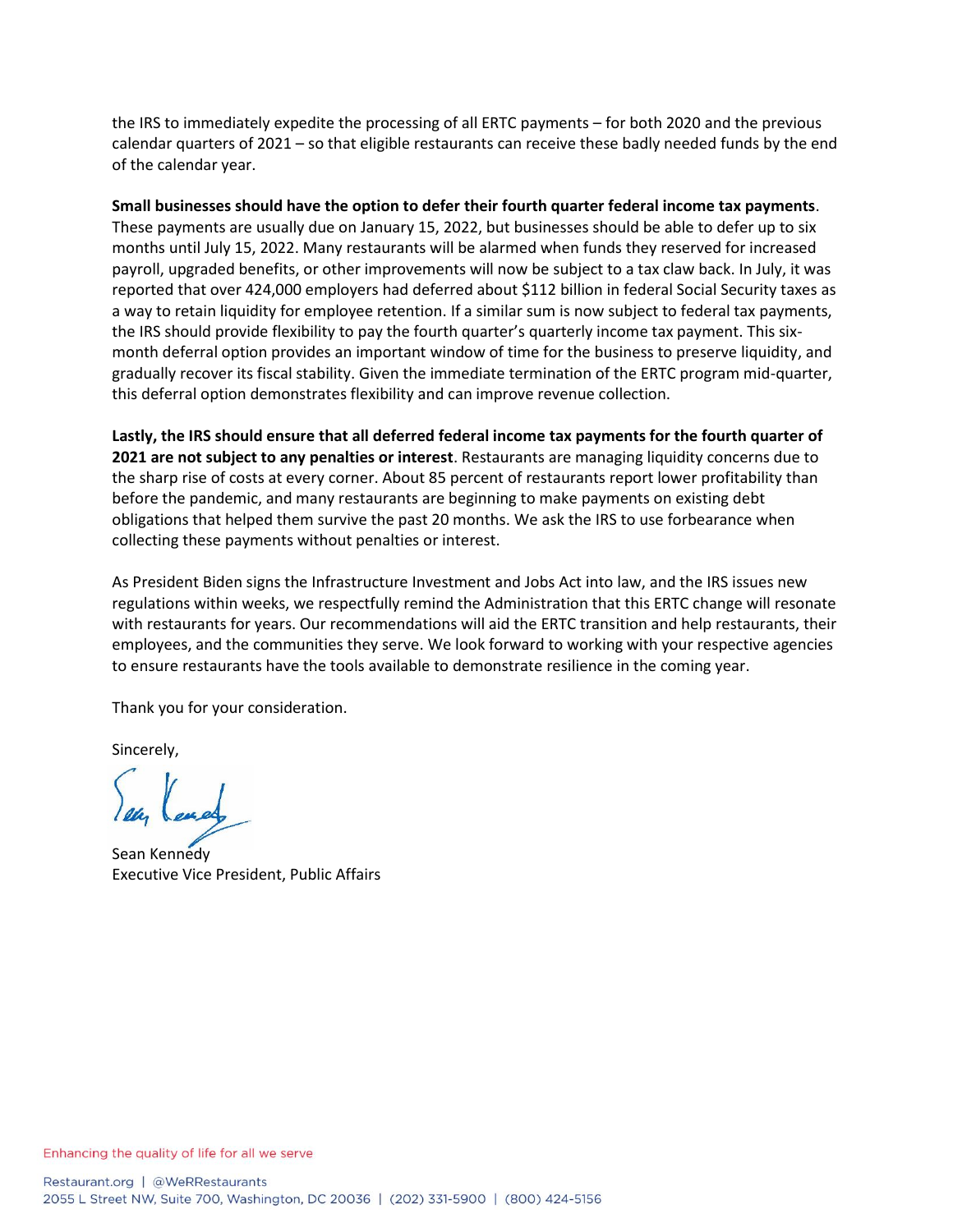the IRS to immediately expedite the processing of all ERTC payments – for both 2020 and the previous calendar quarters of 2021 – so that eligible restaurants can receive these badly needed funds by the end of the calendar year.

**Small businesses should have the option to defer their fourth quarter federal income tax payments**. These payments are usually due on January 15, 2022, but businesses should be able to defer up to six months until July 15, 2022. Many restaurants will be alarmed when funds they reserved for increased payroll, upgraded benefits, or other improvements will now be subject to a tax claw back. In July, it was reported that over 424,000 employers had deferred about $112 billion in federal Social Security taxes as a way to retain liquidity for employee retention. If a similar sum is now subject to federal tax payments, the IRS should provide flexibility to pay the fourth quarter's quarterly income tax payment. This six-month deferral option provides an important window of time for the business to preserve liquidity, and gradually recover its fiscal stability. Given the immediate termination of the ERTC program mid-quarter, this deferral option demonstrates flexibility and can improve revenue collection.

**Lastly, the IRS should ensure that all deferred federal income tax payments for the fourth quarter of 2021 are not subject to any penalties or interest**. Restaurants are managing liquidity concerns due to the sharp rise of costs at every corner. About 85 percent of restaurants report lower profitability than before the pandemic, and many restaurants are beginning to make payments on existing debt obligations that helped them survive the past 20 months. We ask the IRS to use forbearance when collecting these payments without penalties or interest.

As President Biden signs the Infrastructure Investment and Jobs Act into law, and the IRS issues new regulations within weeks, we respectfully remind the Administration that this ERTC change will resonate with restaurants for years. Our recommendations will aid the ERTC transition and help restaurants, their employees, and the communities they serve. We look forward to working with your respective agencies to ensure restaurants have the tools available to demonstrate resilience in the coming year.

Thank you for your consideration.

Sincerely,

Sean Kennedy
Executive Vice President, Public Affairs

Enhancing the quality of life for all we serve

Restaurant.org | @WeRRestaurants
2055 L Street NW, Suite 700, Washington, DC 20036 | (202) 331-5900 | (800) 424-5156